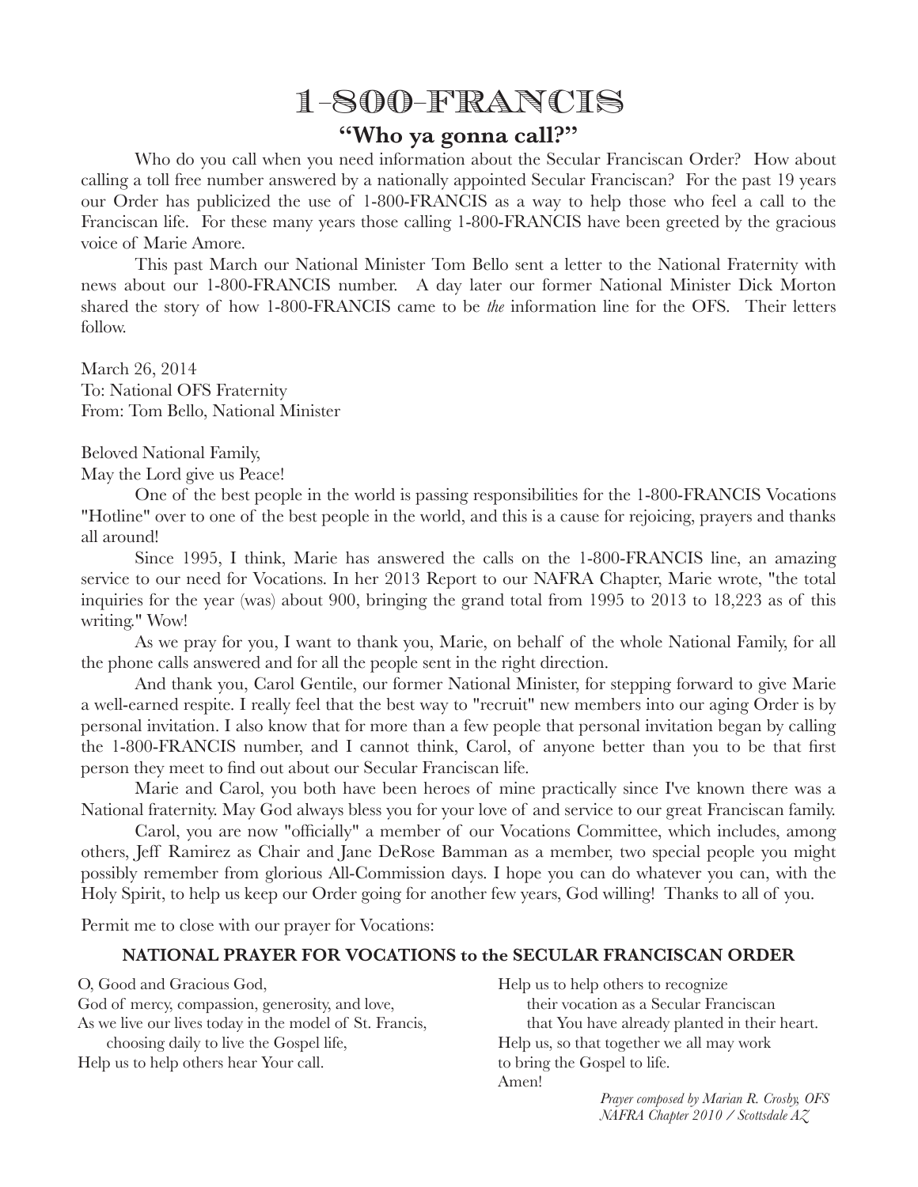# 1-800-FRANCIS

## "Who ya gonna call?"

Who do you call when you need information about the Secular Franciscan Order? How about calling a toll free number answered by a nationally appointed Secular Franciscan? For the past 19 years our Order has publicized the use of 1-800-FRANCIS as a way to help those who feel a call to the Franciscan life. For these many years those calling 1-800-FRANCIS have been greeted by the gracious voice of Marie Amore.

This past March our National Minister Tom Bello sent a letter to the National Fraternity with news about our 1-800-FRANCIS number. A day later our former National Minister Dick Morton shared the story of how 1-800-FRANCIS came to be *the* information line for the OFS. Their letters follow.

March 26, 2014
To: National OFS Fraternity
From: Tom Bello, National Minister

Beloved National Family,
May the Lord give us Peace!

One of the best people in the world is passing responsibilities for the 1-800-FRANCIS Vocations "Hotline" over to one of the best people in the world, and this is a cause for rejoicing, prayers and thanks all around!

Since 1995, I think, Marie has answered the calls on the 1-800-FRANCIS line, an amazing service to our need for Vocations. In her 2013 Report to our NAFRA Chapter, Marie wrote, "the total inquiries for the year (was) about 900, bringing the grand total from 1995 to 2013 to 18,223 as of this writing." Wow!

As we pray for you, I want to thank you, Marie, on behalf of the whole National Family, for all the phone calls answered and for all the people sent in the right direction.

And thank you, Carol Gentile, our former National Minister, for stepping forward to give Marie a well-earned respite. I really feel that the best way to "recruit" new members into our aging Order is by personal invitation. I also know that for more than a few people that personal invitation began by calling the 1-800-FRANCIS number, and I cannot think, Carol, of anyone better than you to be that first person they meet to find out about our Secular Franciscan life.

Marie and Carol, you both have been heroes of mine practically since I've known there was a National fraternity. May God always bless you for your love of and service to our great Franciscan family.

Carol, you are now "officially" a member of our Vocations Committee, which includes, among others, Jeff Ramirez as Chair and Jane DeRose Bamman as a member, two special people you might possibly remember from glorious All-Commission days. I hope you can do whatever you can, with the Holy Spirit, to help us keep our Order going for another few years, God willing! Thanks to all of you.

Permit me to close with our prayer for Vocations:

### NATIONAL PRAYER FOR VOCATIONS to the SECULAR FRANCISCAN ORDER

O, Good and Gracious God,
God of mercy, compassion, generosity, and love,
As we live our lives today in the model of St. Francis,
choosing daily to live the Gospel life,
Help us to help others hear Your call.
Help us to help others to recognize
their vocation as a Secular Franciscan
that You have already planted in their heart.
Help us, so that together we all may work
to bring the Gospel to life.
Amen!

*Prayer composed by Marian R. Crosby, OFS*
*NAFRA Chapter 2010 / Scottsdale AZ*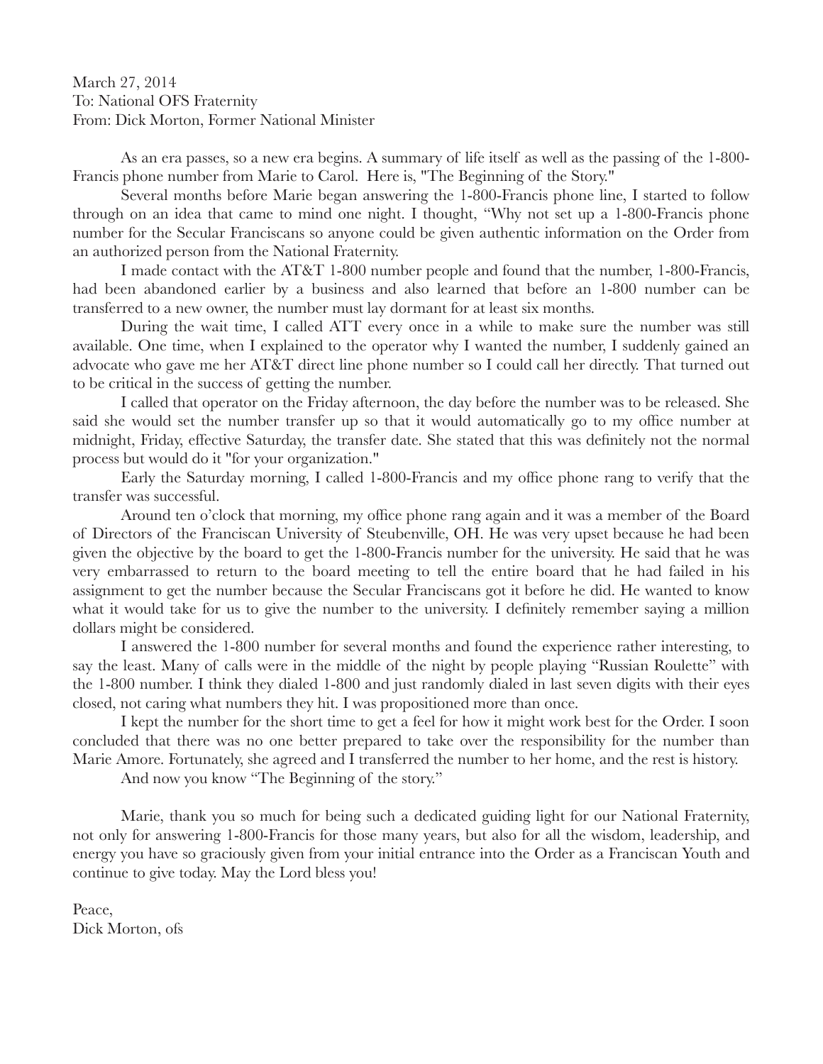March 27, 2014
To: National OFS Fraternity
From: Dick Morton, Former National Minister

As an era passes, so a new era begins. A summary of life itself as well as the passing of the 1-800-Francis phone number from Marie to Carol. Here is, "The Beginning of the Story."

Several months before Marie began answering the 1-800-Francis phone line, I started to follow through on an idea that came to mind one night. I thought, "Why not set up a 1-800-Francis phone number for the Secular Franciscans so anyone could be given authentic information on the Order from an authorized person from the National Fraternity.

I made contact with the AT&T 1-800 number people and found that the number, 1-800-Francis, had been abandoned earlier by a business and also learned that before an 1-800 number can be transferred to a new owner, the number must lay dormant for at least six months.

During the wait time, I called ATT every once in a while to make sure the number was still available. One time, when I explained to the operator why I wanted the number, I suddenly gained an advocate who gave me her AT&T direct line phone number so I could call her directly. That turned out to be critical in the success of getting the number.

I called that operator on the Friday afternoon, the day before the number was to be released. She said she would set the number transfer up so that it would automatically go to my office number at midnight, Friday, effective Saturday, the transfer date. She stated that this was definitely not the normal process but would do it "for your organization."

Early the Saturday morning, I called 1-800-Francis and my office phone rang to verify that the transfer was successful.

Around ten o'clock that morning, my office phone rang again and it was a member of the Board of Directors of the Franciscan University of Steubenville, OH. He was very upset because he had been given the objective by the board to get the 1-800-Francis number for the university. He said that he was very embarrassed to return to the board meeting to tell the entire board that he had failed in his assignment to get the number because the Secular Franciscans got it before he did. He wanted to know what it would take for us to give the number to the university. I definitely remember saying a million dollars might be considered.

I answered the 1-800 number for several months and found the experience rather interesting, to say the least. Many of calls were in the middle of the night by people playing "Russian Roulette" with the 1-800 number. I think they dialed 1-800 and just randomly dialed in last seven digits with their eyes closed, not caring what numbers they hit. I was propositioned more than once.

I kept the number for the short time to get a feel for how it might work best for the Order. I soon concluded that there was no one better prepared to take over the responsibility for the number than Marie Amore. Fortunately, she agreed and I transferred the number to her home, and the rest is history.

And now you know "The Beginning of the story."

Marie, thank you so much for being such a dedicated guiding light for our National Fraternity, not only for answering 1-800-Francis for those many years, but also for all the wisdom, leadership, and energy you have so graciously given from your initial entrance into the Order as a Franciscan Youth and continue to give today. May the Lord bless you!

Peace,
Dick Morton, ofs